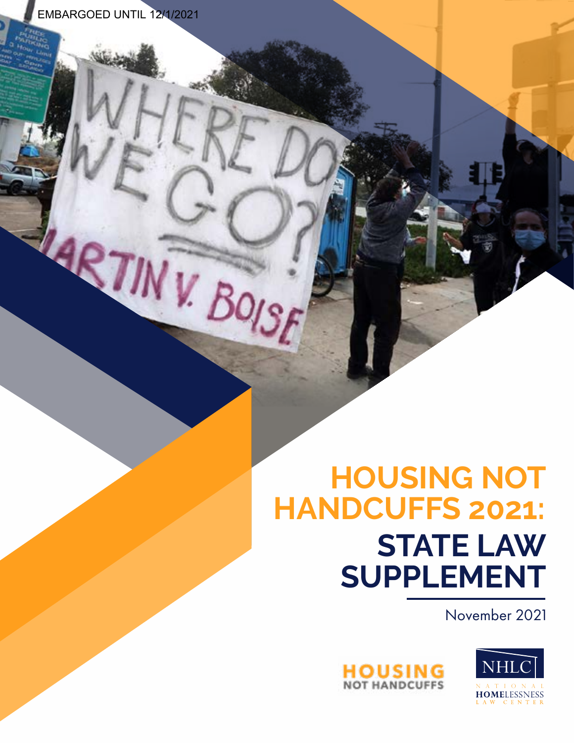EMBARGOED UNTIL 12/1/2021

# HOUSING NOT HANDCUFFS 2021: STATE LAW SUPPLEMENT

November 2021

HOUSING NOT HANDCUFFS

NHLC NATIONAL HOMELESSNESS LAW CENTER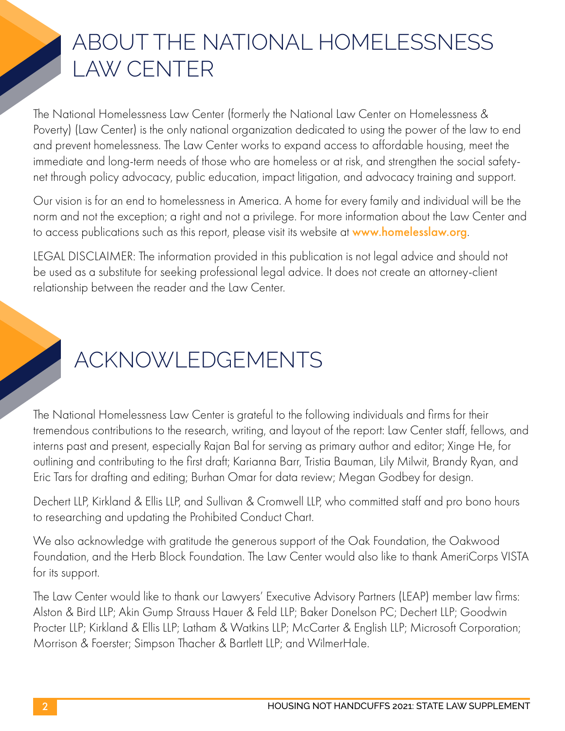# ABOUT THE NATIONAL HOMELESSNESS LAW CENTER

The National Homelessness Law Center (formerly the National Law Center on Homelessness & Poverty) (Law Center) is the only national organization dedicated to using the power of the law to end and prevent homelessness. The Law Center works to expand access to affordable housing, meet the immediate and long-term needs of those who are homeless or at risk, and strengthen the social safety-net through policy advocacy, public education, impact litigation, and advocacy training and support.

Our vision is for an end to homelessness in America. A home for every family and individual will be the norm and not the exception; a right and not a privilege. For more information about the Law Center and to access publications such as this report, please visit its website at **www.homelesslaw.org**.

LEGAL DISCLAIMER: The information provided in this publication is not legal advice and should not be used as a substitute for seeking professional legal advice. It does not create an attorney-client relationship between the reader and the Law Center.

# ACKNOWLEDGEMENTS

The National Homelessness Law Center is grateful to the following individuals and firms for their tremendous contributions to the research, writing, and layout of the report: Law Center staff, fellows, and interns past and present, especially Rajan Bal for serving as primary author and editor; Xinge He, for outlining and contributing to the first draft; Karianna Barr, Tristia Bauman, Lily Milwit, Brandy Ryan, and Eric Tars for drafting and editing; Burhan Omar for data review; Megan Godbey for design.

Dechert LLP, Kirkland & Ellis LLP, and Sullivan & Cromwell LLP, who committed staff and pro bono hours to researching and updating the Prohibited Conduct Chart.

We also acknowledge with gratitude the generous support of the Oak Foundation, the Oakwood Foundation, and the Herb Block Foundation. The Law Center would also like to thank AmeriCorps VISTA for its support.

The Law Center would like to thank our Lawyers' Executive Advisory Partners (LEAP) member law firms: Alston & Bird LLP; Akin Gump Strauss Hauer & Feld LLP; Baker Donelson PC; Dechert LLP; Goodwin Procter LLP; Kirkland & Ellis LLP; Latham & Watkins LLP; McCarter & English LLP; Microsoft Corporation; Morrison & Foerster; Simpson Thacher & Bartlett LLP; and WilmerHale.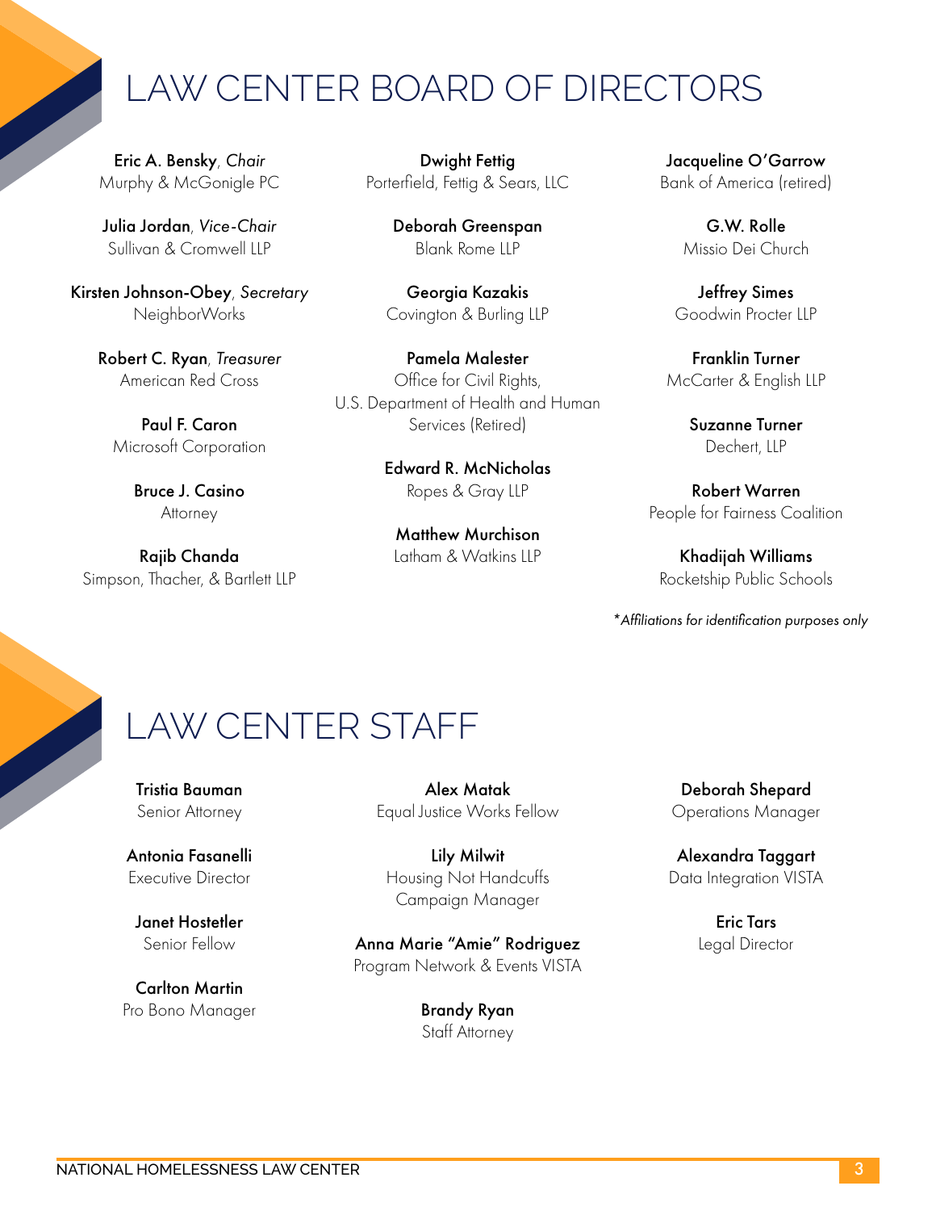# LAW CENTER BOARD OF DIRECTORS

**Eric A. Bensky**, *Chair*
Murphy & McGonigle PC

**Julia Jordan**, *Vice-Chair*
Sullivan & Cromwell LLP

**Kirsten Johnson-Obey**, *Secretary*
NeighborWorks

**Robert C. Ryan**, *Treasurer*
American Red Cross

**Paul F. Caron**
Microsoft Corporation

**Bruce J. Casino**
Attorney

**Rajib Chanda**
Simpson, Thacher, & Bartlett LLP

**Dwight Fettig**
Porterfield, Fettig & Sears, LLC

**Deborah Greenspan**
Blank Rome LLP

**Georgia Kazakis**
Covington & Burling LLP

**Pamela Malester**
Office for Civil Rights,
U.S. Department of Health and Human Services (Retired)

**Edward R. McNicholas**
Ropes & Gray LLP

**Matthew Murchison**
Latham & Watkins LLP

**Jacqueline O'Garrow**
Bank of America (retired)

**G.W. Rolle**
Missio Dei Church

**Jeffrey Simes**
Goodwin Procter LLP

**Franklin Turner**
McCarter & English LLP

**Suzanne Turner**
Dechert, LLP

**Robert Warren**
People for Fairness Coalition

**Khadijah Williams**
Rocketship Public Schools

*\*Affiliations for identification purposes only*

# LAW CENTER STAFF

**Tristia Bauman**
Senior Attorney

**Antonia Fasanelli**
Executive Director

**Janet Hostetler**
Senior Fellow

**Carlton Martin**
Pro Bono Manager

**Alex Matak**
Equal Justice Works Fellow

**Lily Milwit**
Housing Not Handcuffs Campaign Manager

**Anna Marie "Amie" Rodriguez**
Program Network & Events VISTA

**Brandy Ryan**
Staff Attorney

**Deborah Shepard**
Operations Manager

**Alexandra Taggart**
Data Integration VISTA

**Eric Tars**
Legal Director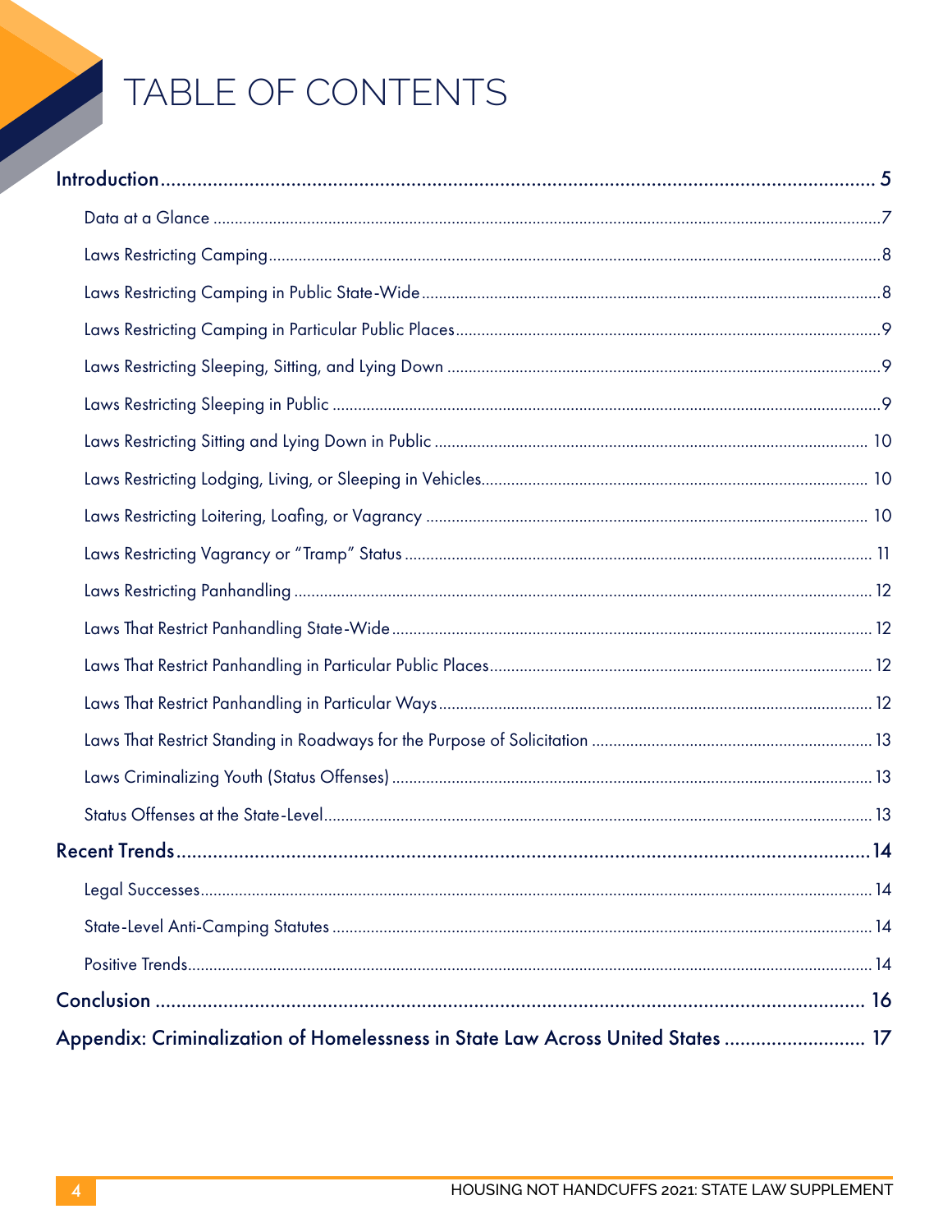# TABLE OF CONTENTS

**Introduction** ........................................................................................ 5

- Data at a Glance ........................................................................................ 7
- Laws Restricting Camping ........................................................................................ 8
- Laws Restricting Camping in Public State-Wide ........................................................................................ 8
- Laws Restricting Camping in Particular Public Places ........................................................................................ 9
- Laws Restricting Sleeping, Sitting, and Lying Down ........................................................................................ 9
- Laws Restricting Sleeping in Public ........................................................................................ 9
- Laws Restricting Sitting and Lying Down in Public ........................................................................................ 10
- Laws Restricting Lodging, Living, or Sleeping in Vehicles ........................................................................................ 10
- Laws Restricting Loitering, Loafing, or Vagrancy ........................................................................................ 10
- Laws Restricting Vagrancy or "Tramp" Status ........................................................................................ 11
- Laws Restricting Panhandling ........................................................................................ 12
- Laws That Restrict Panhandling State-Wide ........................................................................................ 12
- Laws That Restrict Panhandling in Particular Public Places ........................................................................................ 12
- Laws That Restrict Panhandling in Particular Ways ........................................................................................ 12
- Laws That Restrict Standing in Roadways for the Purpose of Solicitation ........................................................................................ 13
- Laws Criminalizing Youth (Status Offenses) ........................................................................................ 13
- Status Offenses at the State-Level ........................................................................................ 13

**Recent Trends** ........................................................................................ 14

- Legal Successes ........................................................................................ 14
- State-Level Anti-Camping Statutes ........................................................................................ 14
- Positive Trends ........................................................................................ 14

**Conclusion** ........................................................................................ 16

**Appendix: Criminalization of Homelessness in State Law Across United States** ........................................................................................ 17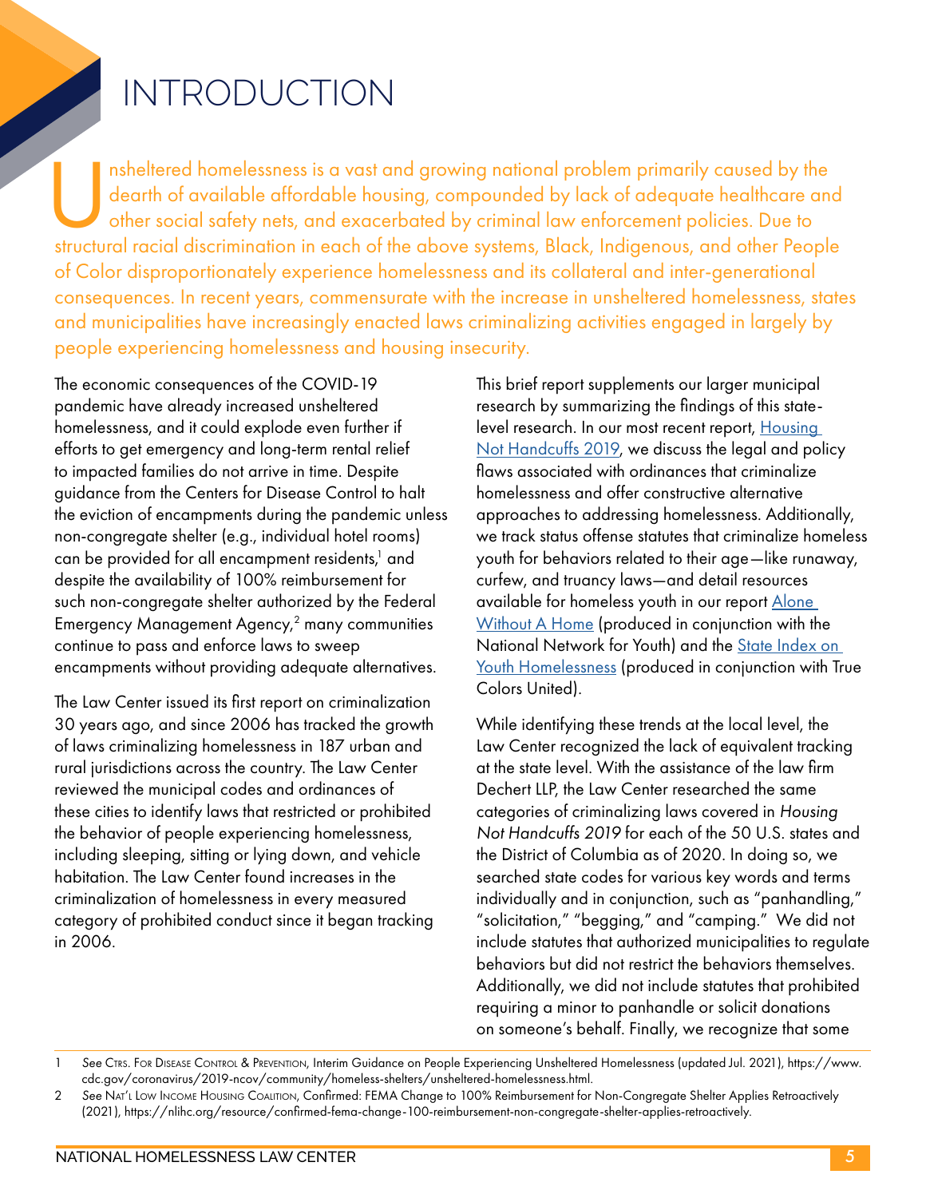# INTRODUCTION

Unsheltered homelessness is a vast and growing national problem primarily caused by the dearth of available affordable housing, compounded by lack of adequate healthcare and other social safety nets, and exacerbated by criminal law enforcement policies. Due to structural racial discrimination in each of the above systems, Black, Indigenous, and other People of Color disproportionately experience homelessness and its collateral and inter-generational consequences. In recent years, commensurate with the increase in unsheltered homelessness, states and municipalities have increasingly enacted laws criminalizing activities engaged in largely by people experiencing homelessness and housing insecurity.

The economic consequences of the COVID-19 pandemic have already increased unsheltered homelessness, and it could explode even further if efforts to get emergency and long-term rental relief to impacted families do not arrive in time. Despite guidance from the Centers for Disease Control to halt the eviction of encampments during the pandemic unless non-congregate shelter (e.g., individual hotel rooms) can be provided for all encampment residents,[1] and despite the availability of 100% reimbursement for such non-congregate shelter authorized by the Federal Emergency Management Agency,[2] many communities continue to pass and enforce laws to sweep encampments without providing adequate alternatives.

The Law Center issued its first report on criminalization 30 years ago, and since 2006 has tracked the growth of laws criminalizing homelessness in 187 urban and rural jurisdictions across the country. The Law Center reviewed the municipal codes and ordinances of these cities to identify laws that restricted or prohibited the behavior of people experiencing homelessness, including sleeping, sitting or lying down, and vehicle habitation. The Law Center found increases in the criminalization of homelessness in every measured category of prohibited conduct since it began tracking in 2006.

This brief report supplements our larger municipal research by summarizing the findings of this state-level research. In our most recent report, Housing Not Handcuffs 2019, we discuss the legal and policy flaws associated with ordinances that criminalize homelessness and offer constructive alternative approaches to addressing homelessness. Additionally, we track status offense statutes that criminalize homeless youth for behaviors related to their age—like runaway, curfew, and truancy laws—and detail resources available for homeless youth in our report Alone Without A Home (produced in conjunction with the National Network for Youth) and the State Index on Youth Homelessness (produced in conjunction with True Colors United).

While identifying these trends at the local level, the Law Center recognized the lack of equivalent tracking at the state level. With the assistance of the law firm Dechert LLP, the Law Center researched the same categories of criminalizing laws covered in *Housing Not Handcuffs 2019* for each of the 50 U.S. states and the District of Columbia as of 2020. In doing so, we searched state codes for various key words and terms individually and in conjunction, such as "panhandling," "solicitation," "begging," and "camping." We did not include statutes that authorized municipalities to regulate behaviors but did not restrict the behaviors themselves. Additionally, we did not include statutes that prohibited requiring a minor to panhandle or solicit donations on someone's behalf. Finally, we recognize that some

---

1 *See* Ctrs. For Disease Control & Prevention, Interim Guidance on People Experiencing Unsheltered Homelessness (updated Jul. 2021), https://www.cdc.gov/coronavirus/2019-ncov/community/homeless-shelters/unsheltered-homelessness.html.

2 *See* Nat'l Low Income Housing Coalition, Confirmed: FEMA Change to 100% Reimbursement for Non-Congregate Shelter Applies Retroactively (2021), https://nlihc.org/resource/confirmed-fema-change-100-reimbursement-non-congregate-shelter-applies-retroactively.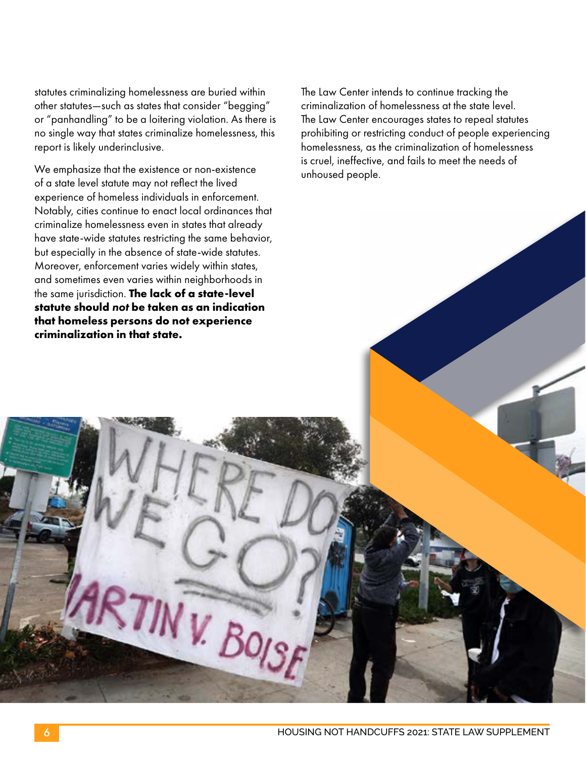statutes criminalizing homelessness are buried within other statutes—such as states that consider "begging" or "panhandling" to be a loitering violation. As there is no single way that states criminalize homelessness, this report is likely underinclusive.

We emphasize that the existence or non-existence of a state level statute may not reflect the lived experience of homeless individuals in enforcement. Notably, cities continue to enact local ordinances that criminalize homelessness even in states that already have state-wide statutes restricting the same behavior, but especially in the absence of state-wide statutes. Moreover, enforcement varies widely within states, and sometimes even varies within neighborhoods in the same jurisdiction. **The lack of a state-level statute should *not* be taken as an indication that homeless persons do not experience criminalization in that state.**

The Law Center intends to continue tracking the criminalization of homelessness at the state level. The Law Center encourages states to repeal statutes prohibiting or restricting conduct of people experiencing homelessness, as the criminalization of homelessness is cruel, ineffective, and fails to meet the needs of unhoused people.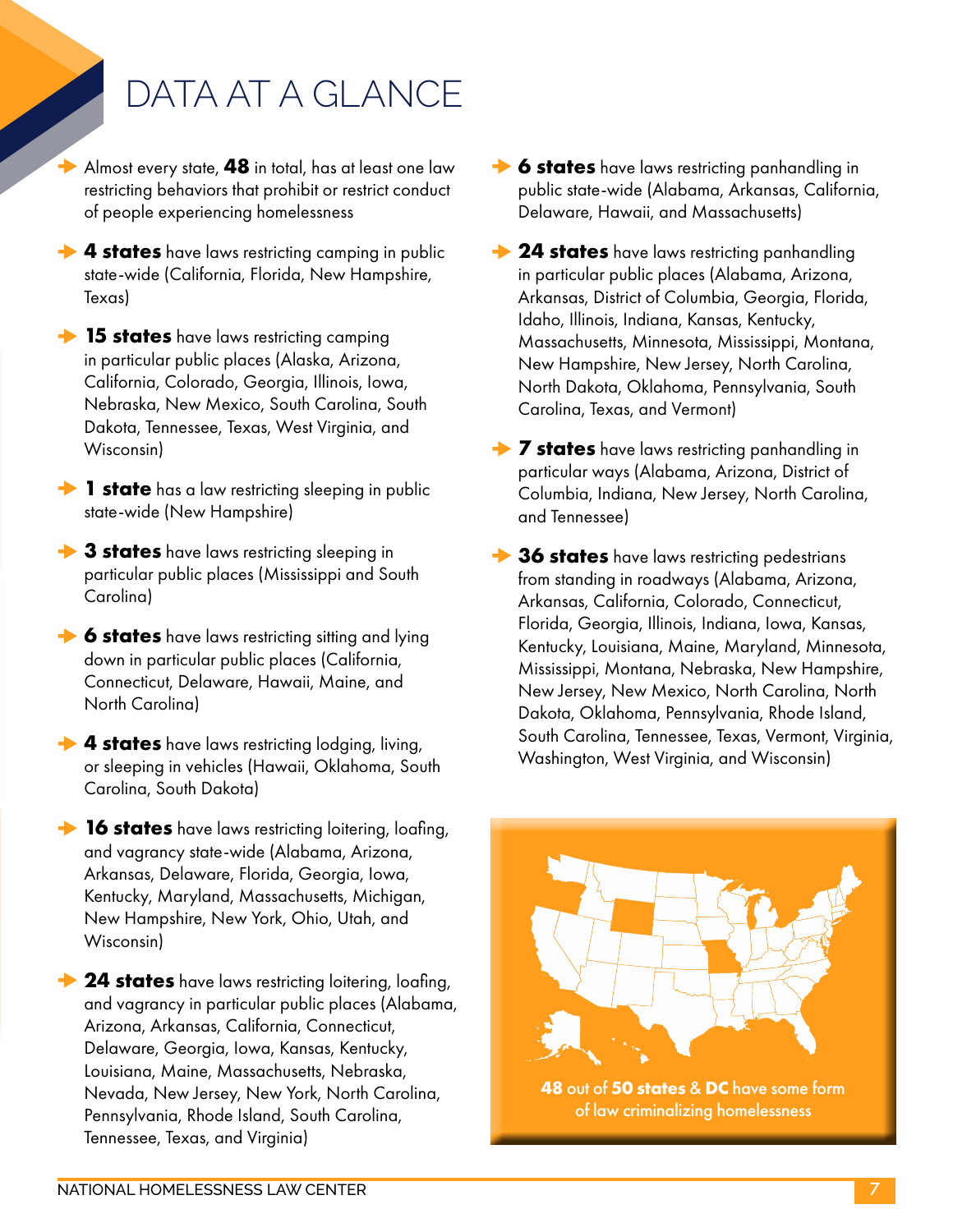# DATA AT A GLANCE

- Almost every state, **48** in total, has at least one law restricting behaviors that prohibit or restrict conduct of people experiencing homelessness
- **4 states** have laws restricting camping in public state-wide (California, Florida, New Hampshire, Texas)
- **15 states** have laws restricting camping in particular public places (Alaska, Arizona, California, Colorado, Georgia, Illinois, Iowa, Nebraska, New Mexico, South Carolina, South Dakota, Tennessee, Texas, West Virginia, and Wisconsin)
- **1 state** has a law restricting sleeping in public state-wide (New Hampshire)
- **3 states** have laws restricting sleeping in particular public places (Mississippi and South Carolina)
- **6 states** have laws restricting sitting and lying down in particular public places (California, Connecticut, Delaware, Hawaii, Maine, and North Carolina)
- **4 states** have laws restricting lodging, living, or sleeping in vehicles (Hawaii, Oklahoma, South Carolina, South Dakota)
- **16 states** have laws restricting loitering, loafing, and vagrancy state-wide (Alabama, Arizona, Arkansas, Delaware, Florida, Georgia, Iowa, Kentucky, Maryland, Massachusetts, Michigan, New Hampshire, New York, Ohio, Utah, and Wisconsin)
- **24 states** have laws restricting loitering, loafing, and vagrancy in particular public places (Alabama, Arizona, Arkansas, California, Connecticut, Delaware, Georgia, Iowa, Kansas, Kentucky, Louisiana, Maine, Massachusetts, Nebraska, Nevada, New Jersey, New York, North Carolina, Pennsylvania, Rhode Island, South Carolina, Tennessee, Texas, and Virginia)
- **6 states** have laws restricting panhandling in public state-wide (Alabama, Arkansas, California, Delaware, Hawaii, and Massachusetts)
- **24 states** have laws restricting panhandling in particular public places (Alabama, Arizona, Arkansas, District of Columbia, Georgia, Florida, Idaho, Illinois, Indiana, Kansas, Kentucky, Massachusetts, Minnesota, Mississippi, Montana, New Hampshire, New Jersey, North Carolina, North Dakota, Oklahoma, Pennsylvania, South Carolina, Texas, and Vermont)
- **7 states** have laws restricting panhandling in particular ways (Alabama, Arizona, District of Columbia, Indiana, New Jersey, North Carolina, and Tennessee)
- **36 states** have laws restricting pedestrians from standing in roadways (Alabama, Arizona, Arkansas, California, Colorado, Connecticut, Florida, Georgia, Illinois, Indiana, Iowa, Kansas, Kentucky, Louisiana, Maine, Maryland, Minnesota, Mississippi, Montana, Nebraska, New Hampshire, New Jersey, New Mexico, North Carolina, North Dakota, Oklahoma, Pennsylvania, Rhode Island, South Carolina, Tennessee, Texas, Vermont, Virginia, Washington, West Virginia, and Wisconsin)

48 out of **50 states** & **DC** have some form of law criminalizing homelessness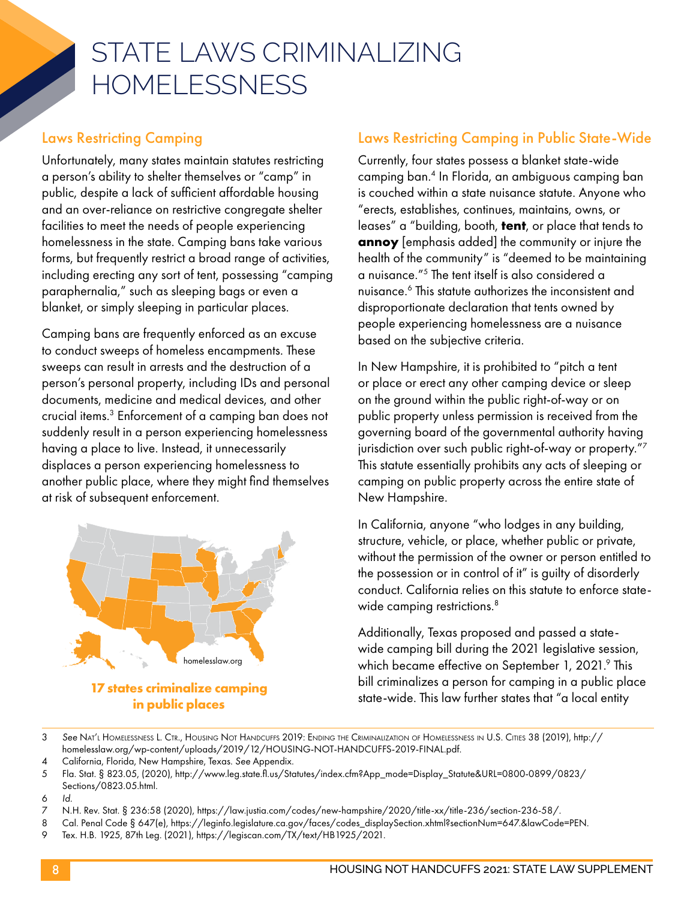# STATE LAWS CRIMINALIZING HOMELESSNESS

## Laws Restricting Camping

Unfortunately, many states maintain statutes restricting a person's ability to shelter themselves or "camp" in public, despite a lack of sufficient affordable housing and an over-reliance on restrictive congregate shelter facilities to meet the needs of people experiencing homelessness in the state. Camping bans take various forms, but frequently restrict a broad range of activities, including erecting any sort of tent, possessing "camping paraphernalia," such as sleeping bags or even a blanket, or simply sleeping in particular places.

Camping bans are frequently enforced as an excuse to conduct sweeps of homeless encampments. These sweeps can result in arrests and the destruction of a person's personal property, including IDs and personal documents, medicine and medical devices, and other crucial items.[3] Enforcement of a camping ban does not suddenly result in a person experiencing homelessness having a place to live. Instead, it unnecessarily displaces a person experiencing homelessness to another public place, where they might find themselves at risk of subsequent enforcement.

homelesslaw.org

**17 states criminalize camping in public places**

## Laws Restricting Camping in Public State-Wide

Currently, four states possess a blanket state-wide camping ban.[4] In Florida, an ambiguous camping ban is couched within a state nuisance statute. Anyone who "erects, establishes, continues, maintains, owns, or leases" a "building, booth, **tent**, or place that tends to **annoy** [emphasis added] the community or injure the health of the community" is "deemed to be maintaining a nuisance."[5] The tent itself is also considered a nuisance.[6] This statute authorizes the inconsistent and disproportionate declaration that tents owned by people experiencing homelessness are a nuisance based on the subjective criteria.

In New Hampshire, it is prohibited to "pitch a tent or place or erect any other camping device or sleep on the ground within the public right-of-way or on public property unless permission is received from the governing board of the governmental authority having jurisdiction over such public right-of-way or property."[7] This statute essentially prohibits any acts of sleeping or camping on public property across the entire state of New Hampshire.

In California, anyone "who lodges in any building, structure, vehicle, or place, whether public or private, without the permission of the owner or person entitled to the possession or in control of it" is guilty of disorderly conduct. California relies on this statute to enforce state-wide camping restrictions.[8]

Additionally, Texas proposed and passed a state-wide camping bill during the 2021 legislative session, which became effective on September 1, 2021.[9] This bill criminalizes a person for camping in a public place state-wide. This law further states that "a local entity

---

3 *See* Nat'l Homelessness L. Ctr., Housing Not Handcuffs 2019: Ending the Criminalization of Homelessness in U.S. Cities 38 (2019), http://homelesslaw.org/wp-content/uploads/2019/12/HOUSING-NOT-HANDCUFFS-2019-FINAL.pdf.

4 California, Florida, New Hampshire, Texas. *See* Appendix.

5 Fla. Stat. § 823.05, (2020), http://www.leg.state.fl.us/Statutes/index.cfm?App_mode=Display_Statute&URL=0800-0899/0823/Sections/0823.05.html.

6 *Id.*

7 N.H. Rev. Stat. § 236:58 (2020), https://law.justia.com/codes/new-hampshire/2020/title-xx/title-236/section-236-58/.

8 Cal. Penal Code § 647(e), https://leginfo.legislature.ca.gov/faces/codes_displaySection.xhtml?sectionNum=647.&lawCode=PEN.

9 Tex. H.B. 1925, 87th Leg. (2021), https://legiscan.com/TX/text/HB1925/2021.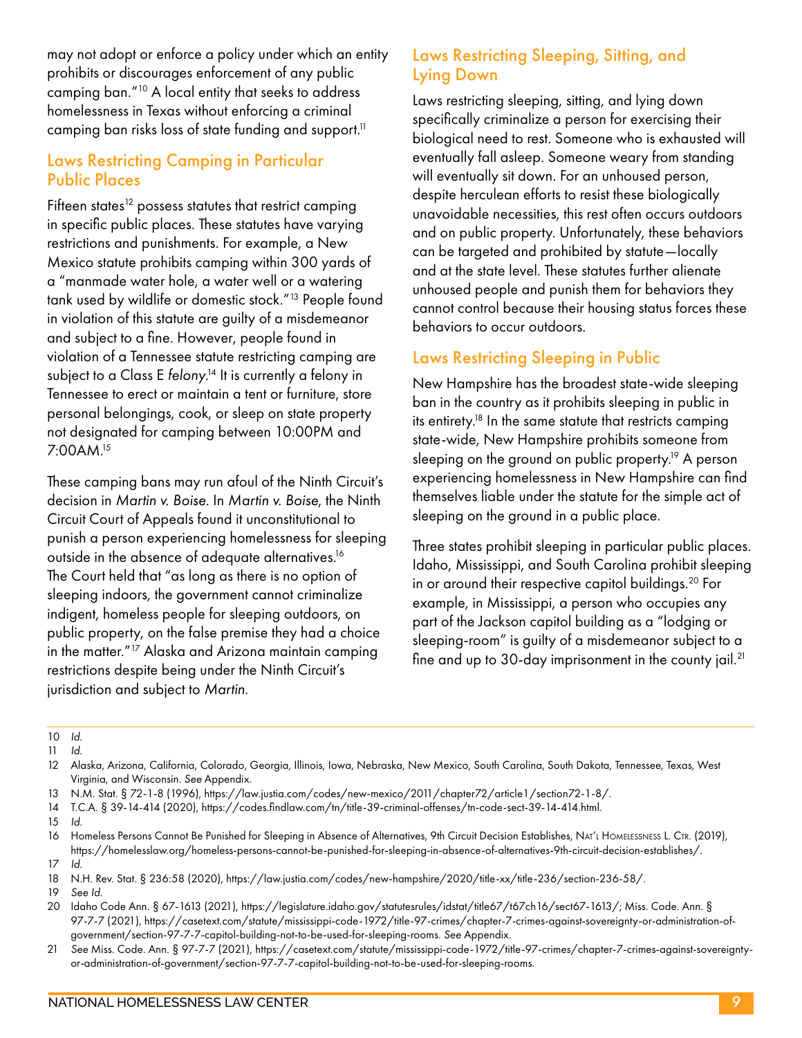may not adopt or enforce a policy under which an entity prohibits or discourages enforcement of any public camping ban."[10] A local entity that seeks to address homelessness in Texas without enforcing a criminal camping ban risks loss of state funding and support.[11]

## Laws Restricting Camping in Particular Public Places

Fifteen states[12] possess statutes that restrict camping in specific public places. These statutes have varying restrictions and punishments. For example, a New Mexico statute prohibits camping within 300 yards of a "manmade water hole, a water well or a watering tank used by wildlife or domestic stock."[13] People found in violation of this statute are guilty of a misdemeanor and subject to a fine. However, people found in violation of a Tennessee statute restricting camping are subject to a Class E *felony*.[14] It is currently a felony in Tennessee to erect or maintain a tent or furniture, store personal belongings, cook, or sleep on state property not designated for camping between 10:00PM and 7:00AM.[15]

These camping bans may run afoul of the Ninth Circuit's decision in *Martin v. Boise*. In *Martin v. Boise*, the Ninth Circuit Court of Appeals found it unconstitutional to punish a person experiencing homelessness for sleeping outside in the absence of adequate alternatives.[16] The Court held that "as long as there is no option of sleeping indoors, the government cannot criminalize indigent, homeless people for sleeping outdoors, on public property, on the false premise they had a choice in the matter."[17] Alaska and Arizona maintain camping restrictions despite being under the Ninth Circuit's jurisdiction and subject to *Martin*.

## Laws Restricting Sleeping, Sitting, and Lying Down

Laws restricting sleeping, sitting, and lying down specifically criminalize a person for exercising their biological need to rest. Someone who is exhausted will eventually fall asleep. Someone weary from standing will eventually sit down. For an unhoused person, despite herculean efforts to resist these biologically unavoidable necessities, this rest often occurs outdoors and on public property. Unfortunately, these behaviors can be targeted and prohibited by statute—locally and at the state level. These statutes further alienate unhoused people and punish them for behaviors they cannot control because their housing status forces these behaviors to occur outdoors.

## Laws Restricting Sleeping in Public

New Hampshire has the broadest state-wide sleeping ban in the country as it prohibits sleeping in public in its entirety.[18] In the same statute that restricts camping state-wide, New Hampshire prohibits someone from sleeping on the ground on public property.[19] A person experiencing homelessness in New Hampshire can find themselves liable under the statute for the simple act of sleeping on the ground in a public place.

Three states prohibit sleeping in particular public places. Idaho, Mississippi, and South Carolina prohibit sleeping in or around their respective capitol buildings.[20] For example, in Mississippi, a person who occupies any part of the Jackson capitol building as a "lodging or sleeping-room" is guilty of a misdemeanor subject to a fine and up to 30-day imprisonment in the county jail.[21]

---

10 *Id.*

11 *Id.*

12 Alaska, Arizona, California, Colorado, Georgia, Illinois, Iowa, Nebraska, New Mexico, South Carolina, South Dakota, Tennessee, Texas, West Virginia, and Wisconsin. *See* Appendix.

13 N.M. Stat. § 72-1-8 (1996), https://law.justia.com/codes/new-mexico/2011/chapter72/article1/section72-1-8/.

14 T.C.A. § 39-14-414 (2020), https://codes.findlaw.com/tn/title-39-criminal-offenses/tn-code-sect-39-14-414.html.

15 *Id.*

16 Homeless Persons Cannot Be Punished for Sleeping in Absence of Alternatives, 9th Circuit Decision Establishes, Nat'l Homelessness L. Ctr. (2019), https://homelesslaw.org/homeless-persons-cannot-be-punished-for-sleeping-in-absence-of-alternatives-9th-circuit-decision-establishes/.

17 *Id.*

18 N.H. Rev. Stat. § 236:58 (2020), https://law.justia.com/codes/new-hampshire/2020/title-xx/title-236/section-236-58/.

19 *See Id.*

20 Idaho Code Ann. § 67-1613 (2021), https://legislature.idaho.gov/statutesrules/idstat/title67/t67ch16/sect67-1613/; Miss. Code. Ann. § 97-7-7 (2021), https://casetext.com/statute/mississippi-code-1972/title-97-crimes/chapter-7-crimes-against-sovereignty-or-administration-of-government/section-97-7-7-capitol-building-not-to-be-used-for-sleeping-rooms. *See* Appendix.

21 *See* Miss. Code. Ann. § 97-7-7 (2021), https://casetext.com/statute/mississippi-code-1972/title-97-crimes/chapter-7-crimes-against-sovereignty-or-administration-of-government/section-97-7-7-capitol-building-not-to-be-used-for-sleeping-rooms.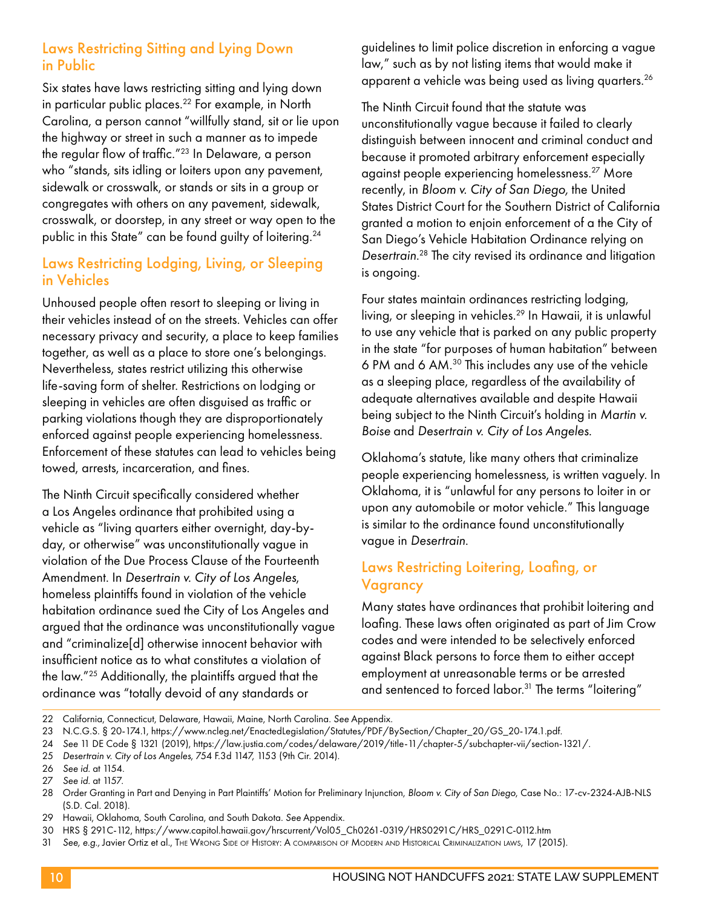## Laws Restricting Sitting and Lying Down in Public

Six states have laws restricting sitting and lying down in particular public places.[22] For example, in North Carolina, a person cannot "willfully stand, sit or lie upon the highway or street in such a manner as to impede the regular flow of traffic."[23] In Delaware, a person who "stands, sits idling or loiters upon any pavement, sidewalk or crosswalk, or stands or sits in a group or congregates with others on any pavement, sidewalk, crosswalk, or doorstep, in any street or way open to the public in this State" can be found guilty of loitering.[24]

## Laws Restricting Lodging, Living, or Sleeping in Vehicles

Unhoused people often resort to sleeping or living in their vehicles instead of on the streets. Vehicles can offer necessary privacy and security, a place to keep families together, as well as a place to store one's belongings. Nevertheless, states restrict utilizing this otherwise life-saving form of shelter. Restrictions on lodging or sleeping in vehicles are often disguised as traffic or parking violations though they are disproportionately enforced against people experiencing homelessness. Enforcement of these statutes can lead to vehicles being towed, arrests, incarceration, and fines.

The Ninth Circuit specifically considered whether a Los Angeles ordinance that prohibited using a vehicle as "living quarters either overnight, day-by-day, or otherwise" was unconstitutionally vague in violation of the Due Process Clause of the Fourteenth Amendment. In *Desertrain v. City of Los Angeles*, homeless plaintiffs found in violation of the vehicle habitation ordinance sued the City of Los Angeles and argued that the ordinance was unconstitutionally vague and "criminalize[d] otherwise innocent behavior with insufficient notice as to what constitutes a violation of the law."[25] Additionally, the plaintiffs argued that the ordinance was "totally devoid of any standards or guidelines to limit police discretion in enforcing a vague law," such as by not listing items that would make it apparent a vehicle was being used as living quarters.[26]

The Ninth Circuit found that the statute was unconstitutionally vague because it failed to clearly distinguish between innocent and criminal conduct and because it promoted arbitrary enforcement especially against people experiencing homelessness.[27] More recently, in *Bloom v. City of San Diego*, the United States District Court for the Southern District of California granted a motion to enjoin enforcement of a the City of San Diego's Vehicle Habitation Ordinance relying on *Desertrain*.[28] The city revised its ordinance and litigation is ongoing.

Four states maintain ordinances restricting lodging, living, or sleeping in vehicles.[29] In Hawaii, it is unlawful to use any vehicle that is parked on any public property in the state "for purposes of human habitation" between 6 PM and 6 AM.[30] This includes any use of the vehicle as a sleeping place, regardless of the availability of adequate alternatives available and despite Hawaii being subject to the Ninth Circuit's holding in *Martin v. Boise* and *Desertrain v. City of Los Angeles*.

Oklahoma's statute, like many others that criminalize people experiencing homelessness, is written vaguely. In Oklahoma, it is "unlawful for any persons to loiter in or upon any automobile or motor vehicle." This language is similar to the ordinance found unconstitutionally vague in *Desertrain*.

## Laws Restricting Loitering, Loafing, or Vagrancy

Many states have ordinances that prohibit loitering and loafing. These laws often originated as part of Jim Crow codes and were intended to be selectively enforced against Black persons to force them to either accept employment at unreasonable terms or be arrested and sentenced to forced labor.[31] The terms "loitering"

---

22 California, Connecticut, Delaware, Hawaii, Maine, North Carolina. *See* Appendix.

23 N.C.G.S. § 20-174.1, https://www.ncleg.net/EnactedLegislation/Statutes/PDF/BySection/Chapter_20/GS_20-174.1.pdf.

24 *See* 11 DE Code § 1321 (2019), https://law.justia.com/codes/delaware/2019/title-11/chapter-5/subchapter-vii/section-1321/.

25 *Desertrain v. City of Los Angeles*, 754 F.3d 1147, 1153 (9th Cir. 2014).

26 *See id.* at 1154.

27 *See id.* at 1157.

28 Order Granting in Part and Denying in Part Plaintiffs' Motion for Preliminary Injunction, *Bloom v. City of San Diego*, Case No.: 17-cv-2324-AJB-NLS (S.D. Cal. 2018).

29 Hawaii, Oklahoma, South Carolina, and South Dakota. *See* Appendix.

30 HRS § 291C-112, https://www.capitol.hawaii.gov/hrscurrent/Vol05_Ch0261-0319/HRS0291C/HRS_0291C-0112.htm

31 *See, e.g.*, Javier Ortiz et al., The Wrong Side of History: A comparison of Modern and Historical Criminalization laws, 17 (2015).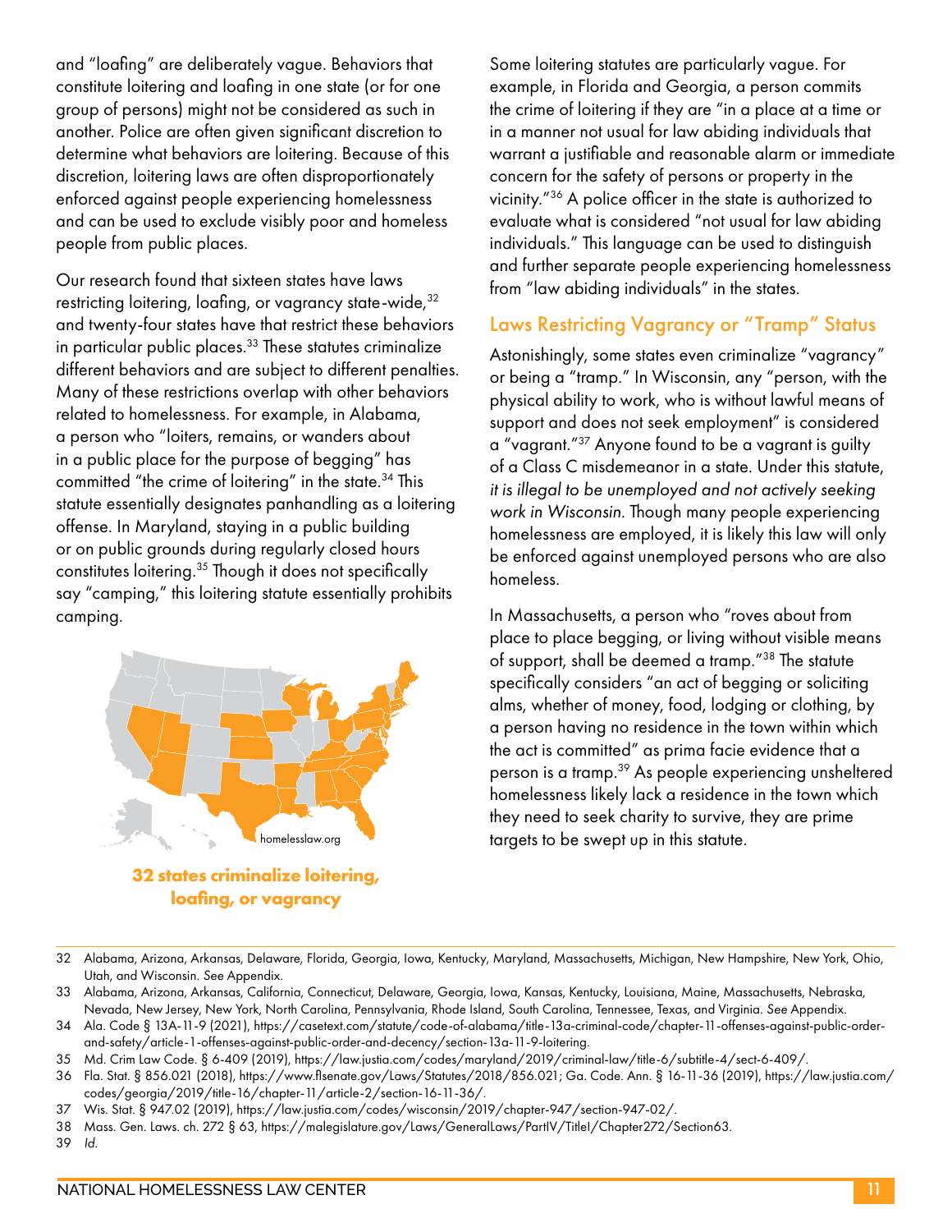and "loafing" are deliberately vague. Behaviors that constitute loitering and loafing in one state (or for one group of persons) might not be considered as such in another. Police are often given significant discretion to determine what behaviors are loitering. Because of this discretion, loitering laws are often disproportionately enforced against people experiencing homelessness and can be used to exclude visibly poor and homeless people from public places.

Our research found that sixteen states have laws restricting loitering, loafing, or vagrancy state-wide,[32] and twenty-four states have that restrict these behaviors in particular public places.[33] These statutes criminalize different behaviors and are subject to different penalties. Many of these restrictions overlap with other behaviors related to homelessness. For example, in Alabama, a person who "loiters, remains, or wanders about in a public place for the purpose of begging" has committed "the crime of loitering" in the state.[34] This statute essentially designates panhandling as a loitering offense. In Maryland, staying in a public building or on public grounds during regularly closed hours constitutes loitering.[35] Though it does not specifically say "camping," this loitering statute essentially prohibits camping.

homelesslaw.org

**32 states criminalize loitering, loafing, or vagrancy**

Some loitering statutes are particularly vague. For example, in Florida and Georgia, a person commits the crime of loitering if they are "in a place at a time or in a manner not usual for law abiding individuals that warrant a justifiable and reasonable alarm or immediate concern for the safety of persons or property in the vicinity."[36] A police officer in the state is authorized to evaluate what is considered "not usual for law abiding individuals." This language can be used to distinguish and further separate people experiencing homelessness from "law abiding individuals" in the states.

## Laws Restricting Vagrancy or "Tramp" Status

Astonishingly, some states even criminalize "vagrancy" or being a "tramp." In Wisconsin, any "person, with the physical ability to work, who is without lawful means of support and does not seek employment" is considered a "vagrant."[37] Anyone found to be a vagrant is guilty of a Class C misdemeanor in a state. Under this statute, *it is illegal to be unemployed and not actively seeking work in Wisconsin*. Though many people experiencing homelessness are employed, it is likely this law will only be enforced against unemployed persons who are also homeless.

In Massachusetts, a person who "roves about from place to place begging, or living without visible means of support, shall be deemed a tramp."[38] The statute specifically considers "an act of begging or soliciting alms, whether of money, food, lodging or clothing, by a person having no residence in the town within which the act is committed" as prima facie evidence that a person is a tramp.[39] As people experiencing unsheltered homelessness likely lack a residence in the town which they need to seek charity to survive, they are prime targets to be swept up in this statute.

---

32 Alabama, Arizona, Arkansas, Delaware, Florida, Georgia, Iowa, Kentucky, Maryland, Massachusetts, Michigan, New Hampshire, New York, Ohio, Utah, and Wisconsin. *See* Appendix.

33 Alabama, Arizona, Arkansas, California, Connecticut, Delaware, Georgia, Iowa, Kansas, Kentucky, Louisiana, Maine, Massachusetts, Nebraska, Nevada, New Jersey, New York, North Carolina, Pennsylvania, Rhode Island, South Carolina, Tennessee, Texas, and Virginia. *See* Appendix.

34 Ala. Code § 13A-11-9 (2021), https://casetext.com/statute/code-of-alabama/title-13a-criminal-code/chapter-11-offenses-against-public-order-and-safety/article-1-offenses-against-public-order-and-decency/section-13a-11-9-loitering.

35 Md. Crim Law Code. § 6-409 (2019), https://law.justia.com/codes/maryland/2019/criminal-law/title-6/subtitle-4/sect-6-409/.

36 Fla. Stat. § 856.021 (2018), https://www.flsenate.gov/Laws/Statutes/2018/856.021; Ga. Code. Ann. § 16-11-36 (2019), https://law.justia.com/codes/georgia/2019/title-16/chapter-11/article-2/section-16-11-36/.

37 Wis. Stat. § 947.02 (2019), https://law.justia.com/codes/wisconsin/2019/chapter-947/section-947-02/.

38 Mass. Gen. Laws. ch. 272 § 63, https://malegislature.gov/Laws/GeneralLaws/PartIV/TitleI/Chapter272/Section63.

39 *Id.*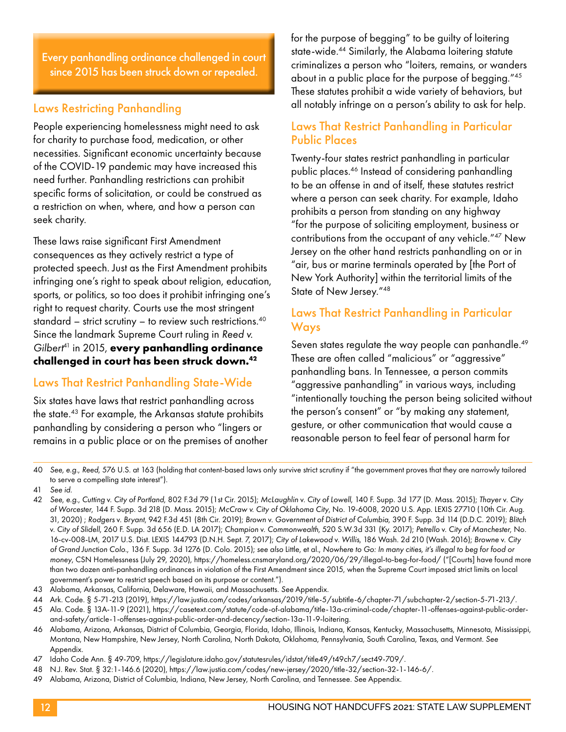Every panhandling ordinance challenged in court since 2015 has been struck down or repealed.

## Laws Restricting Panhandling

People experiencing homelessness might need to ask for charity to purchase food, medication, or other necessities. Significant economic uncertainty because of the COVID-19 pandemic may have increased this need further. Panhandling restrictions can prohibit specific forms of solicitation, or could be construed as a restriction on when, where, and how a person can seek charity.

These laws raise significant First Amendment consequences as they actively restrict a type of protected speech. Just as the First Amendment prohibits infringing one's right to speak about religion, education, sports, or politics, so too does it prohibit infringing one's right to request charity. Courts use the most stringent standard – strict scrutiny – to review such restrictions.[40] Since the landmark Supreme Court ruling in *Reed v. Gilbert*[41] in 2015, **every panhandling ordinance challenged in court has been struck down.[42]**

## Laws That Restrict Panhandling State-Wide

Six states have laws that restrict panhandling across the state.[43] For example, the Arkansas statute prohibits panhandling by considering a person who "lingers or remains in a public place or on the premises of another for the purpose of begging" to be guilty of loitering state-wide.[44] Similarly, the Alabama loitering statute criminalizes a person who "loiters, remains, or wanders about in a public place for the purpose of begging."[45] These statutes prohibit a wide variety of behaviors, but all notably infringe on a person's ability to ask for help.

## Laws That Restrict Panhandling in Particular Public Places

Twenty-four states restrict panhandling in particular public places.[46] Instead of considering panhandling to be an offense in and of itself, these statutes restrict where a person can seek charity. For example, Idaho prohibits a person from standing on any highway "for the purpose of soliciting employment, business or contributions from the occupant of any vehicle."[47] New Jersey on the other hand restricts panhandling on or in "air, bus or marine terminals operated by [the Port of New York Authority] within the territorial limits of the State of New Jersey."[48]

## Laws That Restrict Panhandling in Particular Ways

Seven states regulate the way people can panhandle.[49] These are often called "malicious" or "aggressive" panhandling bans. In Tennessee, a person commits "aggressive panhandling" in various ways, including "intentionally touching the person being solicited without the person's consent" or "by making any statement, gesture, or other communication that would cause a reasonable person to feel fear of personal harm for

---

40 *See, e.g., Reed*, 576 U.S. at 163 (holding that content-based laws only survive strict scrutiny if "the government proves that they are narrowly tailored to serve a compelling state interest").

41 *See id.*

42 *See, e.g., Cutting* v. *City of Portland*, 802 F.3d 79 (1st Cir. 2015); *McLaughlin* v. *City of Lowell*, 140 F. Supp. 3d 177 (D. Mass. 2015); *Thayer* v. *City of Worcester*, 144 F. Supp. 3d 218 (D. Mass. 2015); *McCraw v. City of Oklahoma City*, No. 19-6008, 2020 U.S. App. LEXIS 27710 (10th Cir. Aug. 31, 2020) ; *Rodgers* v. *Bryant*, 942 F.3d 451 (8th Cir. 2019); *Brown* v. *Government of District of Columbia*, 390 F. Supp. 3d 114 (D.D.C. 2019); *Blitch* v. *City of Slidell*, 260 F. Supp. 3d 656 (E.D. LA 2017); *Champion* v. *Commonwealth*, 520 S.W.3d 331 (Ky. 2017); *Petrello* v. *City of Manchester*, No. 16-cv-008-LM, 2017 U.S. Dist. LEXIS 144793 (D.N.H. Sept. 7, 2017); *City of Lakewood* v. *Willis*, 186 Wash. 2d 210 (Wash. 2016); *Browne* v. *City of Grand Junction Colo.*, 136 F. Supp. 3d 1276 (D. Colo. 2015); *see also* Little, et al., *Nowhere to Go: In many cities, it's illegal to beg for food or money*, CSN Homelessness (July 29, 2020), https://homeless.cnsmaryland.org/2020/06/29/illegal-to-beg-for-food/ ("[Courts] have found more than two dozen anti-panhandling ordinances in violation of the First Amendment since 2015, when the Supreme Court imposed strict limits on local government's power to restrict speech based on its purpose or content.").

43 Alabama, Arkansas, California, Delaware, Hawaii, and Massachusetts. *See* Appendix.

44 Ark. Code. § 5-71-213 (2019), https://law.justia.com/codes/arkansas/2019/title-5/subtitle-6/chapter-71/subchapter-2/section-5-71-213/.

45 Ala. Code. § 13A-11-9 (2021), https://casetext.com/statute/code-of-alabama/title-13a-criminal-code/chapter-11-offenses-against-public-order-and-safety/article-1-offenses-against-public-order-and-decency/section-13a-11-9-loitering.

46 Alabama, Arizona, Arkansas, District of Columbia, Georgia, Florida, Idaho, Illinois, Indiana, Kansas, Kentucky, Massachusetts, Minnesota, Mississippi, Montana, New Hampshire, New Jersey, North Carolina, North Dakota, Oklahoma, Pennsylvania, South Carolina, Texas, and Vermont. *See* Appendix.

47 Idaho Code Ann. § 49-709, https://legislature.idaho.gov/statutesrules/idstat/title49/t49ch7/sect49-709/.

48 N.J. Rev. Stat. § 32:1-146.6 (2020), https://law.justia.com/codes/new-jersey/2020/title-32/section-32-1-146-6/.

49 Alabama, Arizona, District of Columbia, Indiana, New Jersey, North Carolina, and Tennessee. *See* Appendix.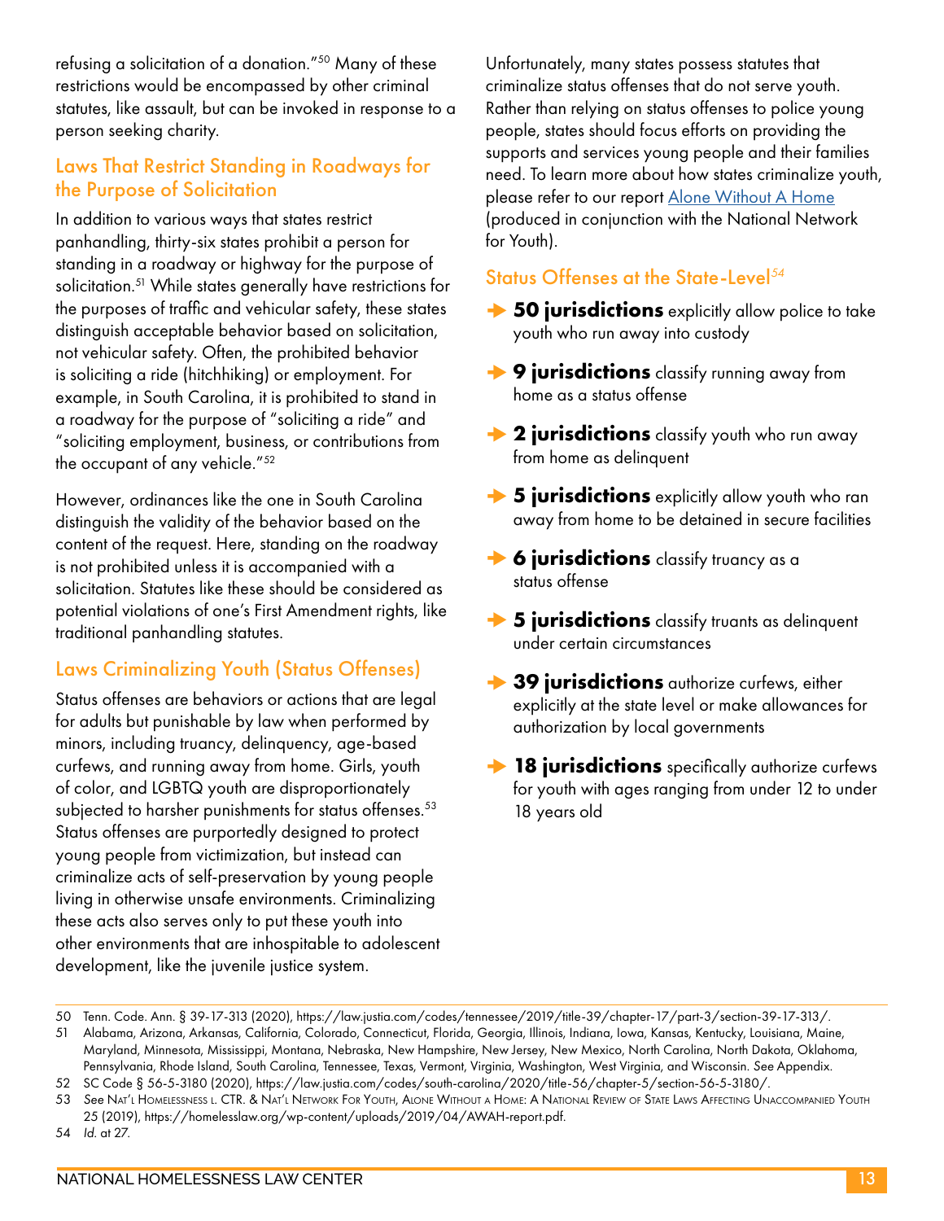refusing a solicitation of a donation."[50] Many of these restrictions would be encompassed by other criminal statutes, like assault, but can be invoked in response to a person seeking charity.

### Laws That Restrict Standing in Roadways for the Purpose of Solicitation

In addition to various ways that states restrict panhandling, thirty-six states prohibit a person for standing in a roadway or highway for the purpose of solicitation.[51] While states generally have restrictions for the purposes of traffic and vehicular safety, these states distinguish acceptable behavior based on solicitation, not vehicular safety. Often, the prohibited behavior is soliciting a ride (hitchhiking) or employment. For example, in South Carolina, it is prohibited to stand in a roadway for the purpose of "soliciting a ride" and "soliciting employment, business, or contributions from the occupant of any vehicle."[52]

However, ordinances like the one in South Carolina distinguish the validity of the behavior based on the content of the request. Here, standing on the roadway is not prohibited unless it is accompanied with a solicitation. Statutes like these should be considered as potential violations of one's First Amendment rights, like traditional panhandling statutes.

### Laws Criminalizing Youth (Status Offenses)

Status offenses are behaviors or actions that are legal for adults but punishable by law when performed by minors, including truancy, delinquency, age-based curfews, and running away from home. Girls, youth of color, and LGBTQ youth are disproportionately subjected to harsher punishments for status offenses.[53] Status offenses are purportedly designed to protect young people from victimization, but instead can criminalize acts of self-preservation by young people living in otherwise unsafe environments. Criminalizing these acts also serves only to put these youth into other environments that are inhospitable to adolescent development, like the juvenile justice system.

Unfortunately, many states possess statutes that criminalize status offenses that do not serve youth. Rather than relying on status offenses to police young people, states should focus efforts on providing the supports and services young people and their families need. To learn more about how states criminalize youth, please refer to our report Alone Without A Home (produced in conjunction with the National Network for Youth).

### Status Offenses at the State-Level[54]

- **50 jurisdictions** explicitly allow police to take youth who run away into custody
- **9 jurisdictions** classify running away from home as a status offense
- **2 jurisdictions** classify youth who run away from home as delinquent
- **5 jurisdictions** explicitly allow youth who ran away from home to be detained in secure facilities
- **6 jurisdictions** classify truancy as a status offense
- **5 jurisdictions** classify truants as delinquent under certain circumstances
- **39 jurisdictions** authorize curfews, either explicitly at the state level or make allowances for authorization by local governments
- **18 jurisdictions** specifically authorize curfews for youth with ages ranging from under 12 to under 18 years old

---

50 Tenn. Code. Ann. § 39-17-313 (2020), https://law.justia.com/codes/tennessee/2019/title-39/chapter-17/part-3/section-39-17-313/.

51 Alabama, Arizona, Arkansas, California, Colorado, Connecticut, Florida, Georgia, Illinois, Indiana, Iowa, Kansas, Kentucky, Louisiana, Maine, Maryland, Minnesota, Mississippi, Montana, Nebraska, New Hampshire, New Jersey, New Mexico, North Carolina, North Dakota, Oklahoma, Pennsylvania, Rhode Island, South Carolina, Tennessee, Texas, Vermont, Virginia, Washington, West Virginia, and Wisconsin. *See* Appendix.

52 SC Code § 56-5-3180 (2020), https://law.justia.com/codes/south-carolina/2020/title-56/chapter-5/section-56-5-3180/.

53 *See* Nat'l Homelessness L. CTR. & Nat'l Network For Youth, Alone Without a Home: A National Review of State Laws Affecting Unaccompanied Youth 25 (2019), https://homelesslaw.org/wp-content/uploads/2019/04/AWAH-report.pdf.

54 *Id.* at 27.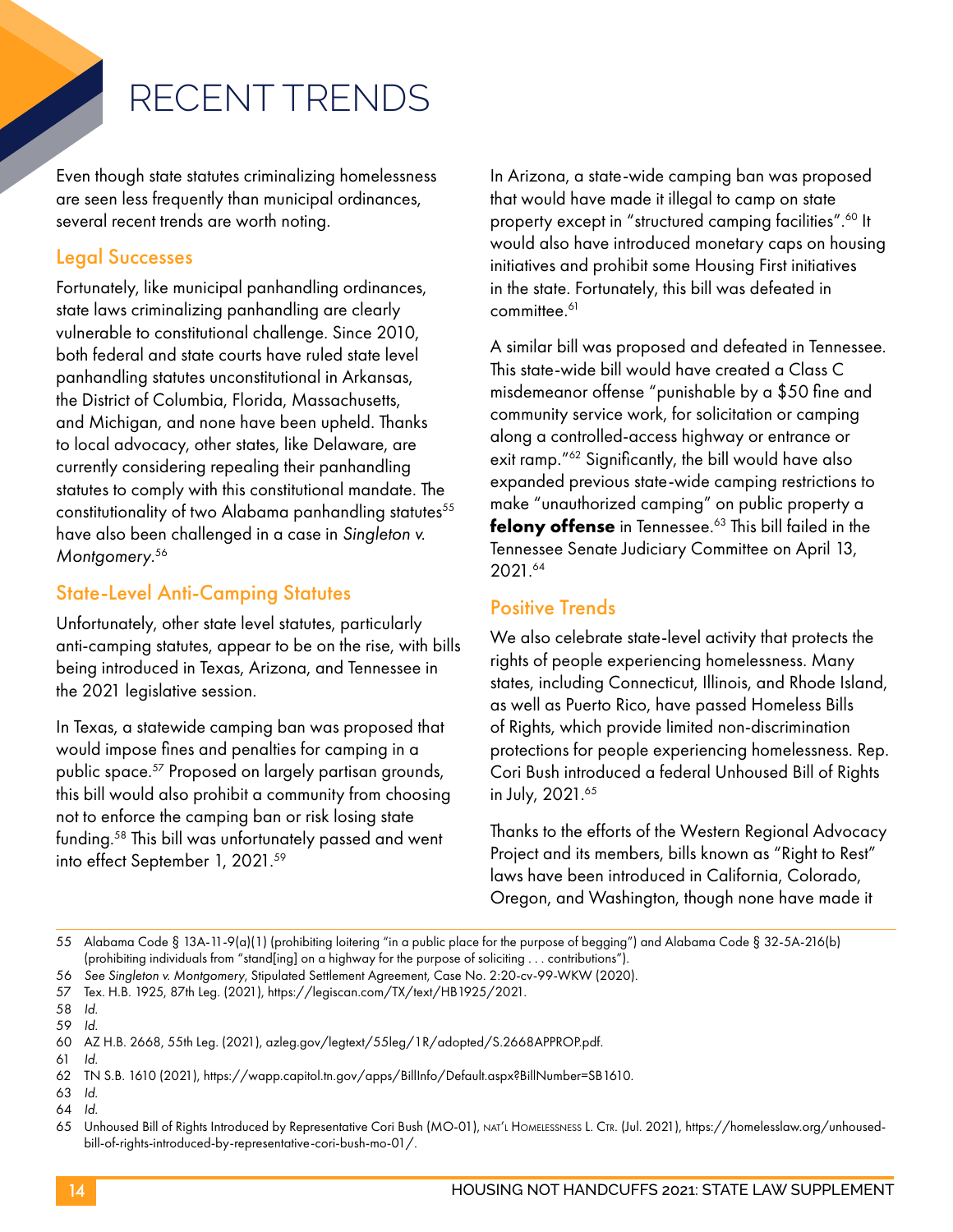# RECENT TRENDS

Even though state statutes criminalizing homelessness are seen less frequently than municipal ordinances, several recent trends are worth noting.

## Legal Successes

Fortunately, like municipal panhandling ordinances, state laws criminalizing panhandling are clearly vulnerable to constitutional challenge. Since 2010, both federal and state courts have ruled state level panhandling statutes unconstitutional in Arkansas, the District of Columbia, Florida, Massachusetts, and Michigan, and none have been upheld. Thanks to local advocacy, other states, like Delaware, are currently considering repealing their panhandling statutes to comply with this constitutional mandate. The constitutionality of two Alabama panhandling statutes[55] have also been challenged in a case in *Singleton v. Montgomery*.[56]

## State-Level Anti-Camping Statutes

Unfortunately, other state level statutes, particularly anti-camping statutes, appear to be on the rise, with bills being introduced in Texas, Arizona, and Tennessee in the 2021 legislative session.

In Texas, a statewide camping ban was proposed that would impose fines and penalties for camping in a public space.[57] Proposed on largely partisan grounds, this bill would also prohibit a community from choosing not to enforce the camping ban or risk losing state funding.[58] This bill was unfortunately passed and went into effect September 1, 2021.[59]

In Arizona, a state-wide camping ban was proposed that would have made it illegal to camp on state property except in "structured camping facilities".[60] It would also have introduced monetary caps on housing initiatives and prohibit some Housing First initiatives in the state. Fortunately, this bill was defeated in committee.[61]

A similar bill was proposed and defeated in Tennessee. This state-wide bill would have created a Class C misdemeanor offense "punishable by a $50 fine and community service work, for solicitation or camping along a controlled-access highway or entrance or exit ramp."[62] Significantly, the bill would have also expanded previous state-wide camping restrictions to make "unauthorized camping" on public property a **felony offense** in Tennessee.[63] This bill failed in the Tennessee Senate Judiciary Committee on April 13, 2021.[64]

## Positive Trends

We also celebrate state-level activity that protects the rights of people experiencing homelessness. Many states, including Connecticut, Illinois, and Rhode Island, as well as Puerto Rico, have passed Homeless Bills of Rights, which provide limited non-discrimination protections for people experiencing homelessness. Rep. Cori Bush introduced a federal Unhoused Bill of Rights in July, 2021.[65]

Thanks to the efforts of the Western Regional Advocacy Project and its members, bills known as "Right to Rest" laws have been introduced in California, Colorado, Oregon, and Washington, though none have made it

---

55 Alabama Code § 13A-11-9(a)(1) (prohibiting loitering "in a public place for the purpose of begging") and Alabama Code § 32-5A-216(b) (prohibiting individuals from "stand[ing] on a highway for the purpose of soliciting . . . contributions").

56 *See Singleton v. Montgomery*, Stipulated Settlement Agreement, Case No. 2:20-cv-99-WKW (2020).

57 Tex. H.B. 1925, 87th Leg. (2021), https://legiscan.com/TX/text/HB1925/2021.

58 *Id.*

59 *Id.*

60 AZ H.B. 2668, 55th Leg. (2021), azleg.gov/legtext/55leg/1R/adopted/S.2668APPROP.pdf.

61 *Id.*

62 TN S.B. 1610 (2021), https://wapp.capitol.tn.gov/apps/BillInfo/Default.aspx?BillNumber=SB1610.

63 *Id.*

64 *Id.*

65 Unhoused Bill of Rights Introduced by Representative Cori Bush (MO-01), Nat'l Homelessness L. Ctr. (Jul. 2021), https://homelesslaw.org/unhoused-bill-of-rights-introduced-by-representative-cori-bush-mo-01/.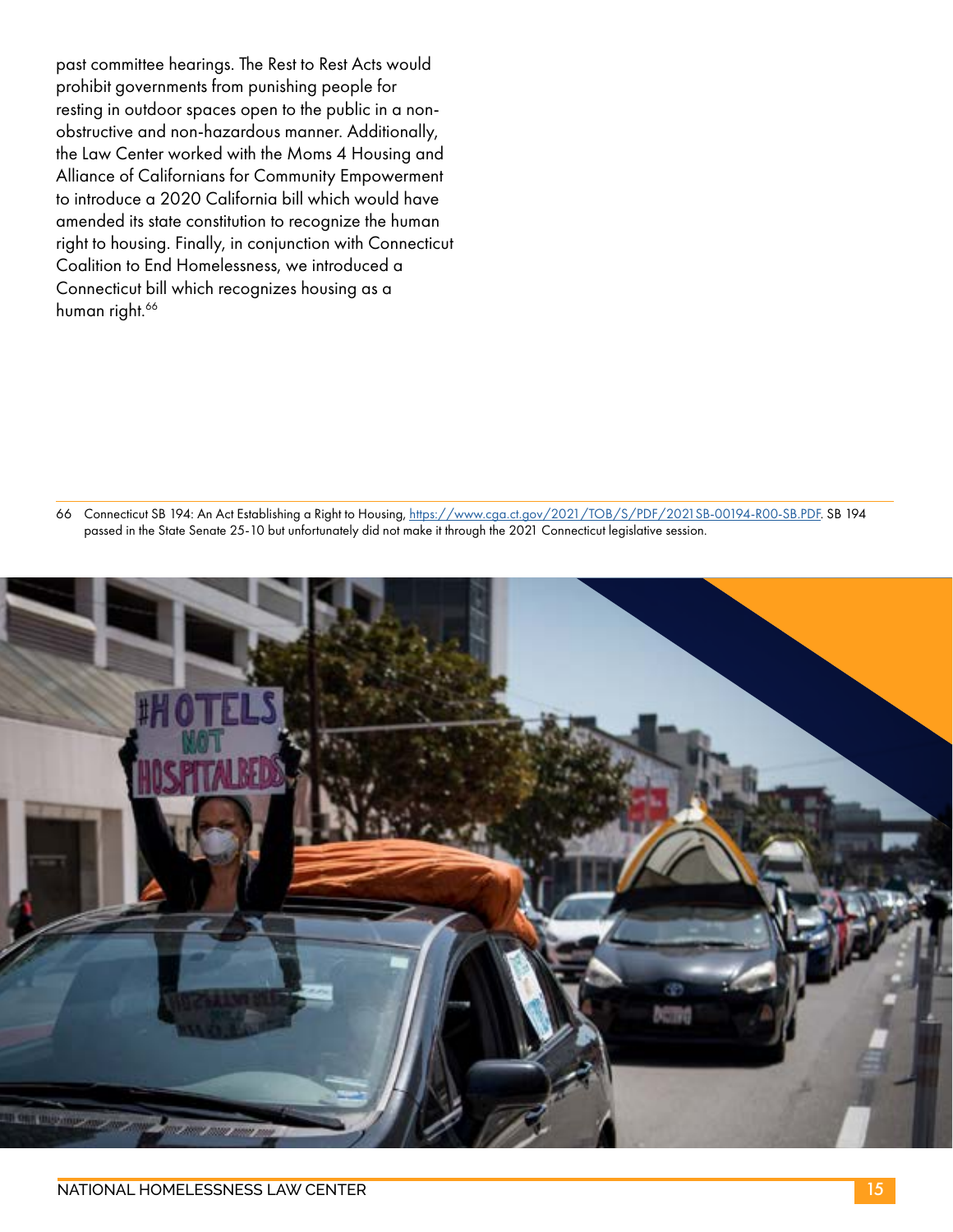past committee hearings. The Rest to Rest Acts would prohibit governments from punishing people for resting in outdoor spaces open to the public in a non-obstructive and non-hazardous manner. Additionally, the Law Center worked with the Moms 4 Housing and Alliance of Californians for Community Empowerment to introduce a 2020 California bill which would have amended its state constitution to recognize the human right to housing. Finally, in conjunction with Connecticut Coalition to End Homelessness, we introduced a Connecticut bill which recognizes housing as a human right.[66]

---

66 Connecticut SB 194: An Act Establishing a Right to Housing, https://www.cga.ct.gov/2021/TOB/S/PDF/2021SB-00194-R00-SB.PDF. SB 194 passed in the State Senate 25-10 but unfortunately did not make it through the 2021 Connecticut legislative session.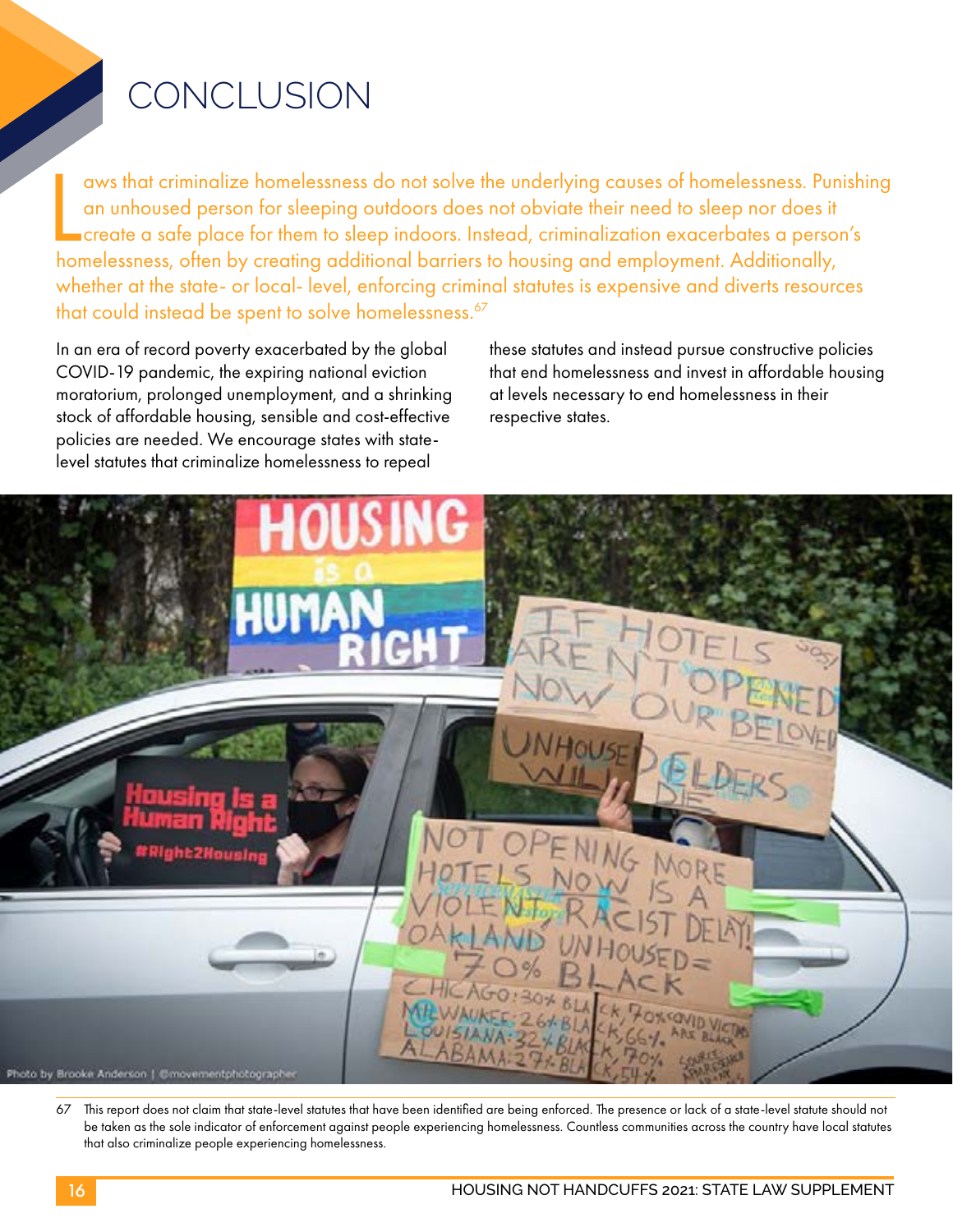# CONCLUSION

Laws that criminalize homelessness do not solve the underlying causes of homelessness. Punishing an unhoused person for sleeping outdoors does not obviate their need to sleep nor does it create a safe place for them to sleep indoors. Instead, criminalization exacerbates a person's homelessness, often by creating additional barriers to housing and employment. Additionally, whether at the state- or local- level, enforcing criminal statutes is expensive and diverts resources that could instead be spent to solve homelessness.[67]

In an era of record poverty exacerbated by the global COVID-19 pandemic, the expiring national eviction moratorium, prolonged unemployment, and a shrinking stock of affordable housing, sensible and cost-effective policies are needed. We encourage states with state-level statutes that criminalize homelessness to repeal these statutes and instead pursue constructive policies that end homelessness and invest in affordable housing at levels necessary to end homelessness in their respective states.

Photo by Brooke Anderson | @movementphotographer

67 This report does not claim that state-level statutes that have been identified are being enforced. The presence or lack of a state-level statute should not be taken as the sole indicator of enforcement against people experiencing homelessness. Countless communities across the country have local statutes that also criminalize people experiencing homelessness.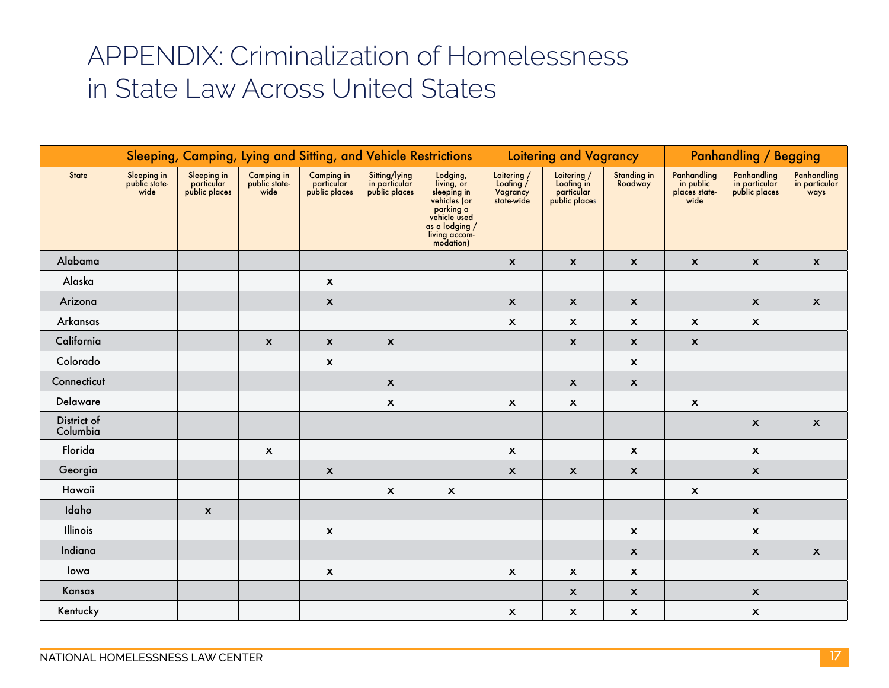# APPENDIX: Criminalization of Homelessness in State Law Across United States

| | Sleeping, Camping, Lying and Sitting, and Vehicle Restrictions | | | | | | Loitering and Vagrancy | | | Panhandling / Begging | | |
|---|---|---|---|---|---|---|---|---|---|---|---|---|
| State | Sleeping in public state-wide | Sleeping in particular public places | Camping in public state-wide | Camping in particular public places | Sitting/lying in particular public places | Lodging, living, or sleeping in vehicles (or parking a vehicle used as a lodging / living accom-modation) | Loitering / Loafing / Vagrancy state-wide | Loitering / Loafing in particular public places | Standing in Roadway | Panhandling in public places state-wide | Panhandling in particular public places | Panhandling in particular ways |
| Alabama | | | | | | | x | x | x | x | x | x |
| Alaska | | | | x | | | | | | | | |
| Arizona | | | | x | | | x | x | x | | x | x |
| Arkansas | | | | | | | x | x | x | x | x | |
| California | | | x | x | x | | | x | x | x | | |
| Colorado | | | | x | | | | | x | | | |
| Connecticut | | | | | x | | | x | x | | | |
| Delaware | | | | | x | | x | x | | x | | |
| District of Columbia | | | | | | | | | | | x | x |
| Florida | | | x | | | | x | | x | | x | |
| Georgia | | | | x | | | x | x | x | | x | |
| Hawaii | | | | | x | x | | | | x | | |
| Idaho | | x | | | | | | | | | x | |
| Illinois | | | | x | | | | | x | | x | |
| Indiana | | | | | | | | | x | | x | x |
| Iowa | | | | x | | | x | x | x | | | |
| Kansas | | | | | | | | x | x | | x | |
| Kentucky | | | | | | | x | x | x | | x | |

NATIONAL HOMELESSNESS LAW CENTER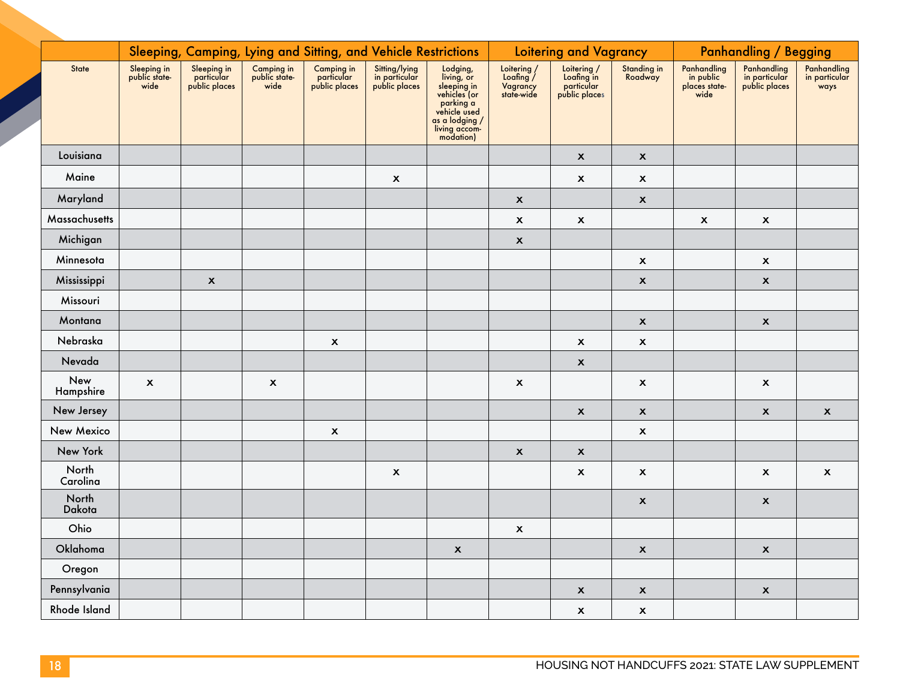| State | Sleeping, Camping, Lying and Sitting, and Vehicle Restrictions | | | | | | Loitering and Vagrancy | | | Panhandling / Begging | | |
|---|---|---|---|---|---|---|---|---|---|---|---|---|
| | Sleeping in public state-wide | Sleeping in particular public places | Camping in public state-wide | Camping in particular public places | Sitting/lying in particular public places | Lodging, living, or sleeping in vehicles (or parking a vehicle used as a lodging / living accom-modation) | Loitering / Loafing / Vagrancy state-wide | Loitering / Loafing in particular public places | Standing in Roadway | Panhandling in public places state-wide | Panhandling in particular public places | Panhandling in particular ways |
| Louisiana | | | | | | | | x | x | | | |
| Maine | | | | | x | | | x | x | | | |
| Maryland | | | | | | | x | | x | | | |
| Massachusetts | | | | | | | x | x | | x | x | |
| Michigan | | | | | | | x | | | | | |
| Minnesota | | | | | | | | | x | | x | |
| Mississippi | | x | | | | | | | x | | x | |
| Missouri | | | | | | | | | | | | |
| Montana | | | | | | | | | x | | x | |
| Nebraska | | | | x | | | | x | x | | | |
| Nevada | | | | | | | | x | | | | |
| New Hampshire | x | | x | | | | x | | x | | x | |
| New Jersey | | | | | | | | x | x | | x | x |
| New Mexico | | | | x | | | | | x | | | |
| New York | | | | | | | x | x | | | | |
| North Carolina | | | | | x | | | x | x | | x | x |
| North Dakota | | | | | | | | | x | | x | |
| Ohio | | | | | | | x | | | | | |
| Oklahoma | | | | | | x | | | x | | x | |
| Oregon | | | | | | | | | | | | |
| Pennsylvania | | | | | | | | x | x | | x | |
| Rhode Island | | | | | | | | x | x | | | |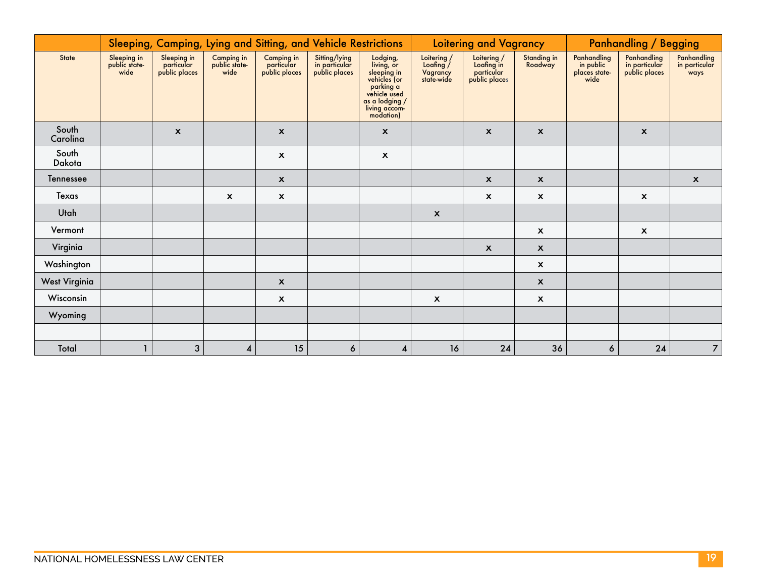| | Sleeping, Camping, Lying and Sitting, and Vehicle Restrictions | | | | | | Loitering and Vagrancy | | | Panhandling / Begging | | |
|---|---|---|---|---|---|---|---|---|---|---|---|---|
| State | Sleeping in public state-wide | Sleeping in particular public places | Camping in public state-wide | Camping in particular public places | Sitting/lying in particular public places | Lodging, living, or sleeping in vehicles (or parking a vehicle used as a lodging / living accom-modation) | Loitering / Loafing / Vagrancy state-wide | Loitering / Loafing in particular public places | Standing in Roadway | Panhandling in public places state-wide | Panhandling in particular public places | Panhandling in particular ways |
| South Carolina | | x | | x | | x | | x | x | | x | |
| South Dakota | | | | x | | x | | | | | | |
| Tennessee | | | | x | | | | x | x | | | x |
| Texas | | | x | x | | | | x | x | | x | |
| Utah | | | | | | | x | | | | | |
| Vermont | | | | | | | | | x | | x | |
| Virginia | | | | | | | | x | x | | | |
| Washington | | | | | | | | | x | | | |
| West Virginia | | | | x | | | | | x | | | |
| Wisconsin | | | | x | | | x | | x | | | |
| Wyoming | | | | | | | | | | | | |
| | | | | | | | | | | | | |
| Total | 1 | 3 | 4 | 15 | 6 | 4 | 16 | 24 | 36 | 6 | 24 | 7 |

NATIONAL HOMELESSNESS LAW CENTER